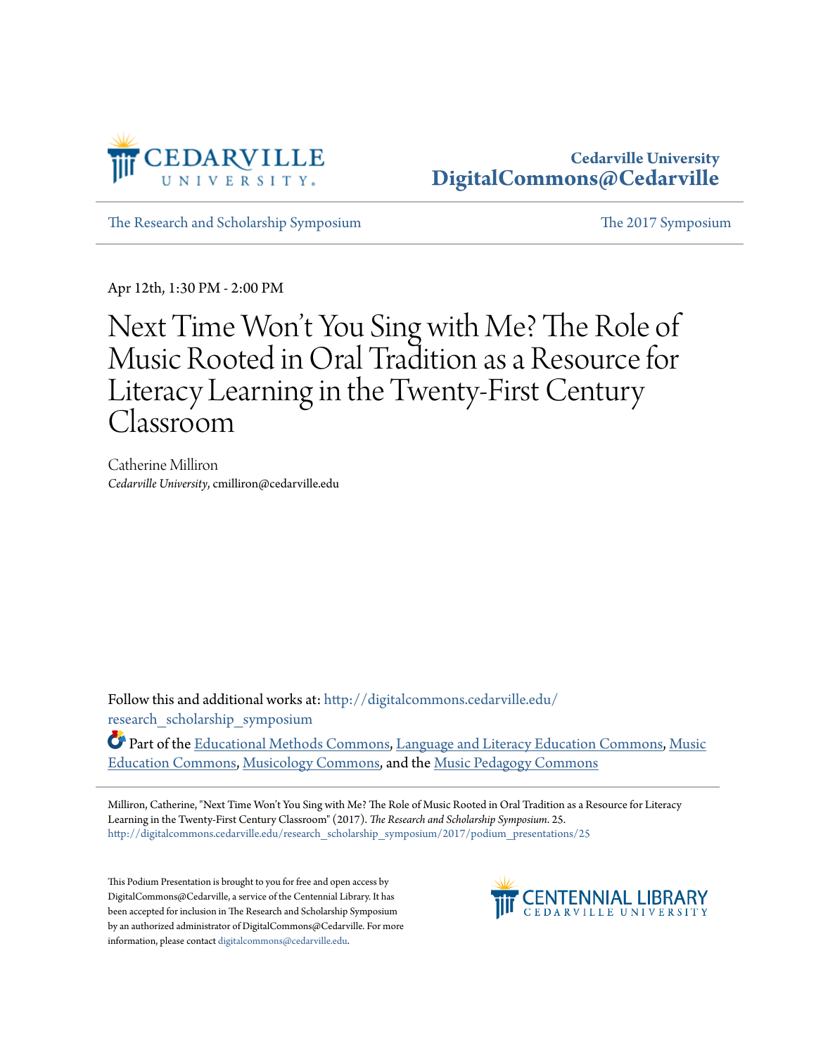Cedarville University
DigitalCommons@Cedarville

The Research and Scholarship Symposium | The 2017 Symposium

Apr 12th, 1:30 PM - 2:00 PM

# Next Time Won't You Sing with Me? The Role of Music Rooted in Oral Tradition as a Resource for Literacy Learning in the Twenty-First Century Classroom

Catherine Milliron
*Cedarville University*, cmilliron@cedarville.edu

Follow this and additional works at: http://digitalcommons.cedarville.edu/research_scholarship_symposium

Part of the Educational Methods Commons, Language and Literacy Education Commons, Music Education Commons, Musicology Commons, and the Music Pedagogy Commons

Milliron, Catherine, "Next Time Won't You Sing with Me? The Role of Music Rooted in Oral Tradition as a Resource for Literacy Learning in the Twenty-First Century Classroom" (2017). *The Research and Scholarship Symposium*. 25.
http://digitalcommons.cedarville.edu/research_scholarship_symposium/2017/podium_presentations/25

This Podium Presentation is brought to you for free and open access by DigitalCommons@Cedarville, a service of the Centennial Library. It has been accepted for inclusion in The Research and Scholarship Symposium by an authorized administrator of DigitalCommons@Cedarville. For more information, please contact digitalcommons@cedarville.edu.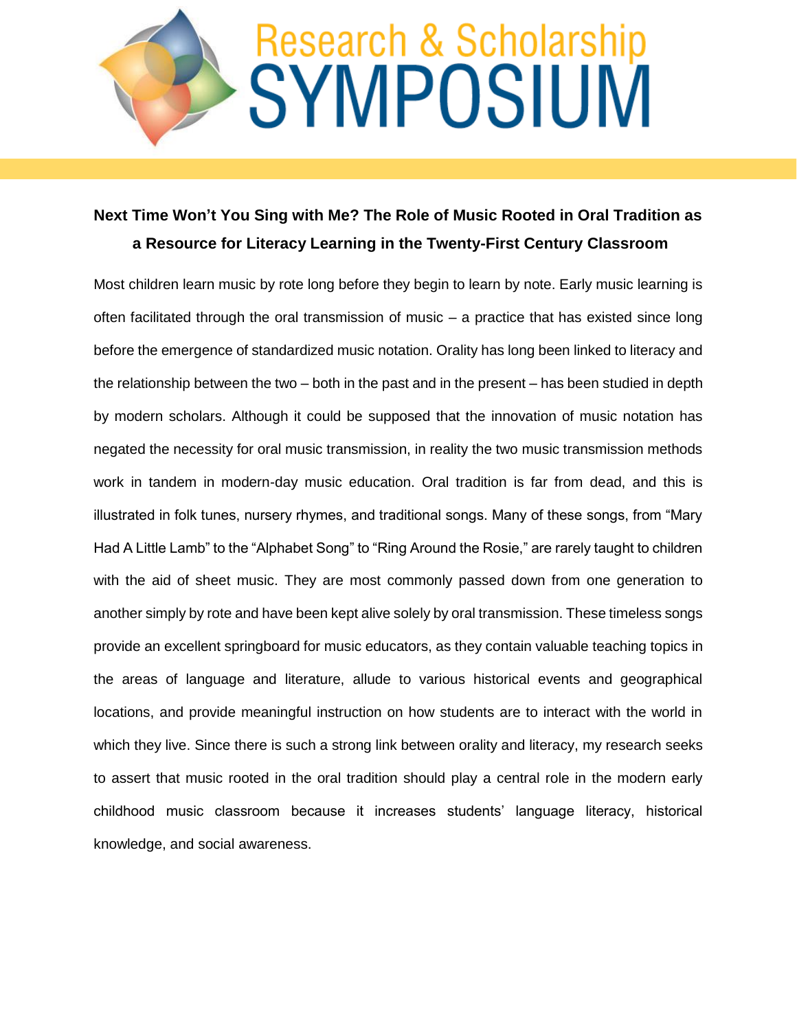# Research & Scholarship SYMPOSIUM

**Next Time Won't You Sing with Me? The Role of Music Rooted in Oral Tradition as a Resource for Literacy Learning in the Twenty-First Century Classroom**

Most children learn music by rote long before they begin to learn by note. Early music learning is often facilitated through the oral transmission of music – a practice that has existed since long before the emergence of standardized music notation. Orality has long been linked to literacy and the relationship between the two – both in the past and in the present – has been studied in depth by modern scholars. Although it could be supposed that the innovation of music notation has negated the necessity for oral music transmission, in reality the two music transmission methods work in tandem in modern-day music education. Oral tradition is far from dead, and this is illustrated in folk tunes, nursery rhymes, and traditional songs. Many of these songs, from "Mary Had A Little Lamb" to the "Alphabet Song" to "Ring Around the Rosie," are rarely taught to children with the aid of sheet music. They are most commonly passed down from one generation to another simply by rote and have been kept alive solely by oral transmission. These timeless songs provide an excellent springboard for music educators, as they contain valuable teaching topics in the areas of language and literature, allude to various historical events and geographical locations, and provide meaningful instruction on how students are to interact with the world in which they live. Since there is such a strong link between orality and literacy, my research seeks to assert that music rooted in the oral tradition should play a central role in the modern early childhood music classroom because it increases students' language literacy, historical knowledge, and social awareness.